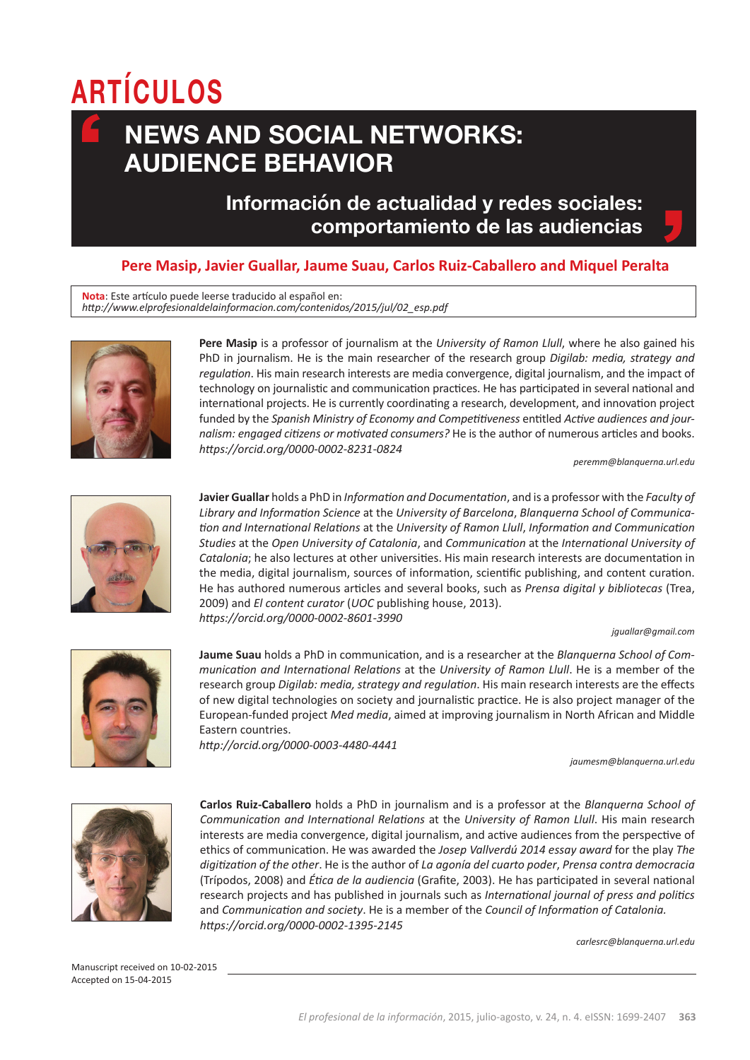# ARTÍCULOS

# NEWS AND SOCIAL NETWORKS: AUDIENCE BEHAVIOR

## Información de actualidad y redes sociales: comportamiento de las audiencias

**Pere Masip, Javier Guallar, Jaume Suau, Carlos Ruiz-Caballero and Miquel Peralta**

**Nota**: Este artículo puede leerse traducido al español en:
*http://www.elprofesionaldelainformacion.com/contenidos/2015/jul/02_esp.pdf*

**Pere Masip** is a professor of journalism at the *University of Ramon Llull*, where he also gained his PhD in journalism. He is the main researcher of the research group *Digilab: media, strategy and regulation*. His main research interests are media convergence, digital journalism, and the impact of technology on journalistic and communication practices. He has participated in several national and international projects. He is currently coordinating a research, development, and innovation project funded by the *Spanish Ministry of Economy and Competitiveness* entitled *Active audiences and journalism: engaged citizens or motivated consumers?* He is the author of numerous articles and books.
*https://orcid.org/0000-0002-8231-0824*

*peremm@blanquerna.url.edu*

**Javier Guallar** holds a PhD in *Information and Documentation*, and is a professor with the *Faculty of Library and Information Science* at the *University of Barcelona*, *Blanquerna School of Communication and International Relations* at the *University of Ramon Llull*, *Information and Communication Studies* at the *Open University of Catalonia*, and *Communication* at the *International University of Catalonia*; he also lectures at other universities. His main research interests are documentation in the media, digital journalism, sources of information, scientific publishing, and content curation. He has authored numerous articles and several books, such as *Prensa digital y bibliotecas* (Trea, 2009) and *El content curator* (*UOC* publishing house, 2013).
*https://orcid.org/0000-0002-8601-3990*

*jguallar@gmail.com*

**Jaume Suau** holds a PhD in communication, and is a researcher at the *Blanquerna School of Communication and International Relations* at the *University of Ramon Llull*. He is a member of the research group *Digilab: media, strategy and regulation*. His main research interests are the effects of new digital technologies on society and journalistic practice. He is also project manager of the European-funded project *Med media*, aimed at improving journalism in North African and Middle Eastern countries.
*http://orcid.org/0000-0003-4480-4441*

*jaumesm@blanquerna.url.edu*

**Carlos Ruiz-Caballero** holds a PhD in journalism and is a professor at the *Blanquerna School of Communication and International Relations* at the *University of Ramon Llull*. His main research interests are media convergence, digital journalism, and active audiences from the perspective of ethics of communication. He was awarded the *Josep Vallverdú 2014 essay award* for the play *The digitization of the other*. He is the author of *La agonía del cuarto poder*, *Prensa contra democracia* (Trípodos, 2008) and *Ética de la audiencia* (Grafite, 2003). He has participated in several national research projects and has published in journals such as *International journal of press and politics* and *Communication and society*. He is a member of the *Council of Information of Catalonia.*
*https://orcid.org/0000-0002-1395-2145*

*carlesrc@blanquerna.url.edu*

Manuscript received on 10-02-2015
Accepted on 15-04-2015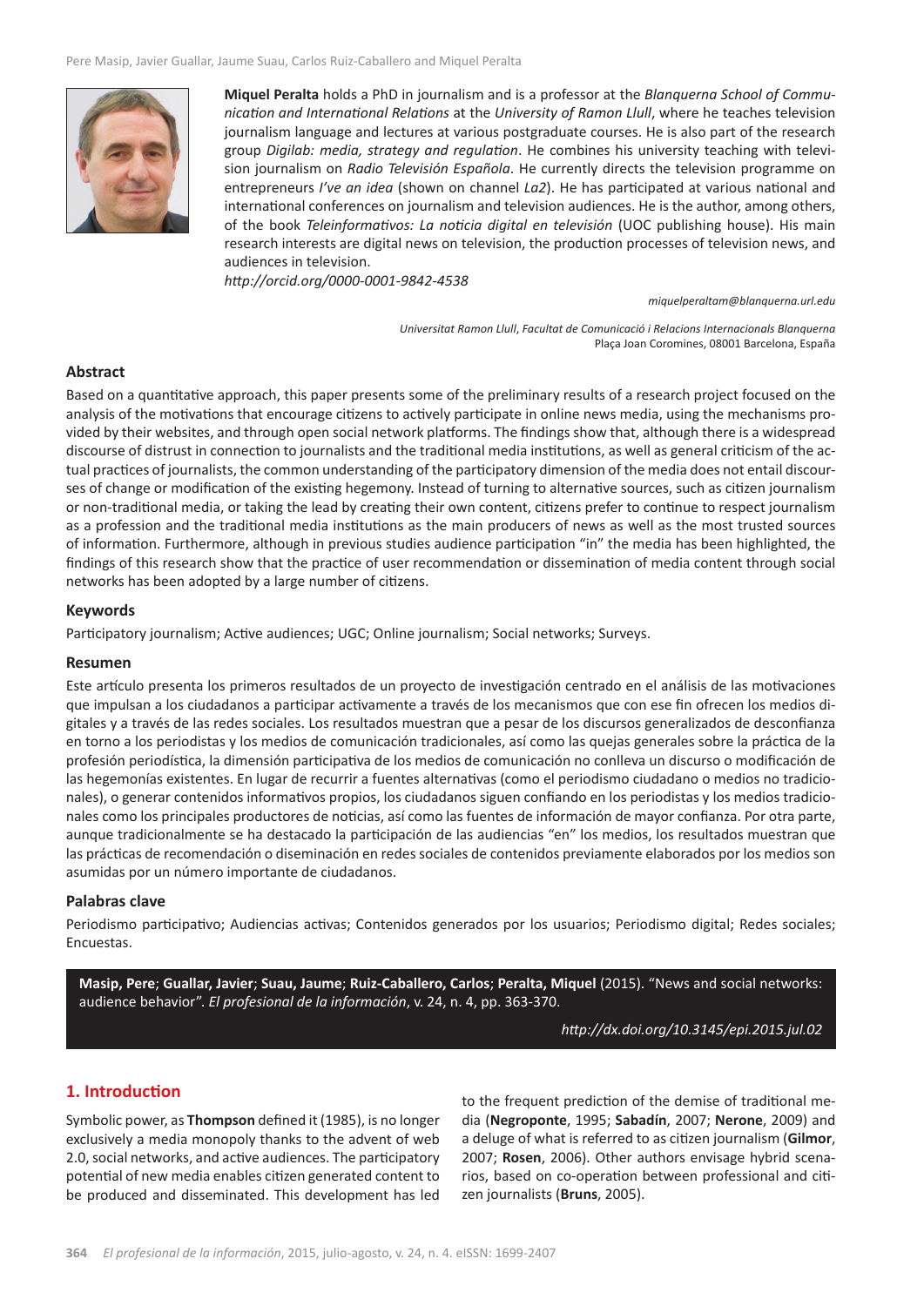**Miquel Peralta** holds a PhD in journalism and is a professor at the *Blanquerna School of Communication and International Relations* at the *University of Ramon Llull*, where he teaches television journalism language and lectures at various postgraduate courses. He is also part of the research group *Digilab: media, strategy and regulation*. He combines his university teaching with television journalism on *Radio Televisión Española*. He currently directs the television programme on entrepreneurs *I've an idea* (shown on channel *La2*). He has participated at various national and international conferences on journalism and television audiences. He is the author, among others, of the book *Teleinformativos: La noticia digital en televisión* (UOC publishing house). His main research interests are digital news on television, the production processes of television news, and audiences in television.
*http://orcid.org/0000-0001-9842-4538*

*miquelperaltam@blanquerna.url.edu*

*Universitat Ramon Llull, Facultat de Comunicació i Relacions Internacionals Blanquerna*
Plaça Joan Coromines, 08001 Barcelona, España

### Abstract

Based on a quantitative approach, this paper presents some of the preliminary results of a research project focused on the analysis of the motivations that encourage citizens to actively participate in online news media, using the mechanisms provided by their websites, and through open social network platforms. The findings show that, although there is a widespread discourse of distrust in connection to journalists and the traditional media institutions, as well as general criticism of the actual practices of journalists, the common understanding of the participatory dimension of the media does not entail discourses of change or modification of the existing hegemony. Instead of turning to alternative sources, such as citizen journalism or non-traditional media, or taking the lead by creating their own content, citizens prefer to continue to respect journalism as a profession and the traditional media institutions as the main producers of news as well as the most trusted sources of information. Furthermore, although in previous studies audience participation "in" the media has been highlighted, the findings of this research show that the practice of user recommendation or dissemination of media content through social networks has been adopted by a large number of citizens.

### Keywords

Participatory journalism; Active audiences; UGC; Online journalism; Social networks; Surveys.

### Resumen

Este artículo presenta los primeros resultados de un proyecto de investigación centrado en el análisis de las motivaciones que impulsan a los ciudadanos a participar activamente a través de los mecanismos que con ese fin ofrecen los medios digitales y a través de las redes sociales. Los resultados muestran que a pesar de los discursos generalizados de desconfianza en torno a los periodistas y los medios de comunicación tradicionales, así como las quejas generales sobre la práctica de la profesión periodística, la dimensión participativa de los medios de comunicación no conlleva un discurso o modificación de las hegemonías existentes. En lugar de recurrir a fuentes alternativas (como el periodismo ciudadano o medios no tradicionales), o generar contenidos informativos propios, los ciudadanos siguen confiando en los periodistas y los medios tradicionales como los principales productores de noticias, así como las fuentes de información de mayor confianza. Por otra parte, aunque tradicionalmente se ha destacado la participación de las audiencias "en" los medios, los resultados muestran que las prácticas de recomendación o diseminación en redes sociales de contenidos previamente elaborados por los medios son asumidas por un número importante de ciudadanos.

### Palabras clave

Periodismo participativo; Audiencias activas; Contenidos generados por los usuarios; Periodismo digital; Redes sociales; Encuestas.

**Masip, Pere**; **Guallar, Javier**; **Suau, Jaume**; **Ruiz-Caballero, Carlos**; **Peralta, Miquel** (2015). "News and social networks: audience behavior". *El profesional de la información*, v. 24, n. 4, pp. 363-370.

*http://dx.doi.org/10.3145/epi.2015.jul.02*

## 1. Introduction

Symbolic power, as **Thompson** defined it (1985), is no longer exclusively a media monopoly thanks to the advent of web 2.0, social networks, and active audiences. The participatory potential of new media enables citizen generated content to be produced and disseminated. This development has led to the frequent prediction of the demise of traditional media (**Negroponte**, 1995; **Sabadín**, 2007; **Nerone**, 2009) and a deluge of what is referred to as citizen journalism (**Gilmor**, 2007; **Rosen**, 2006). Other authors envisage hybrid scenarios, based on co-operation between professional and citizen journalists (**Bruns**, 2005).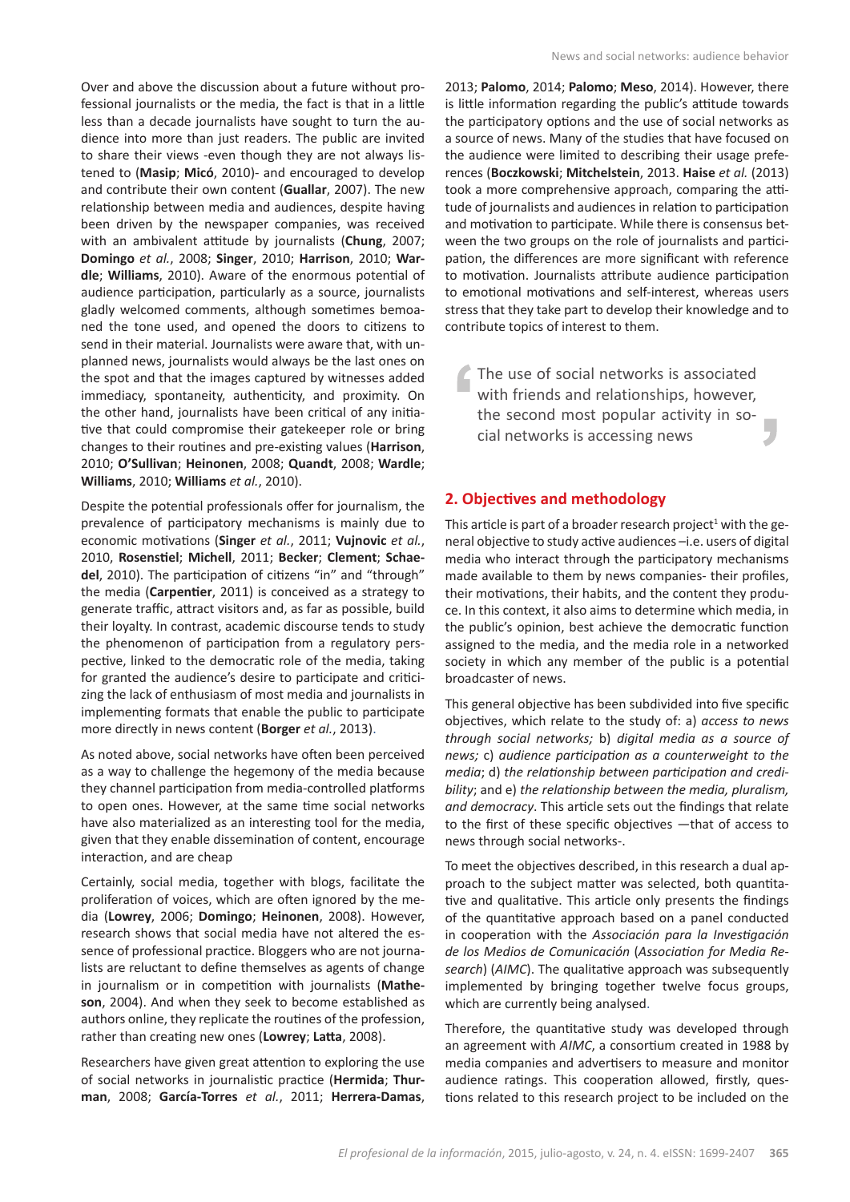Over and above the discussion about a future without professional journalists or the media, the fact is that in a little less than a decade journalists have sought to turn the audience into more than just readers. The public are invited to share their views -even though they are not always listened to (**Masip**; **Micó**, 2010)- and encouraged to develop and contribute their own content (**Guallar**, 2007). The new relationship between media and audiences, despite having been driven by the newspaper companies, was received with an ambivalent attitude by journalists (**Chung**, 2007; **Domingo** *et al.*, 2008; **Singer**, 2010; **Harrison**, 2010; **Wardle**; **Williams**, 2010). Aware of the enormous potential of audience participation, particularly as a source, journalists gladly welcomed comments, although sometimes bemoaned the tone used, and opened the doors to citizens to send in their material. Journalists were aware that, with unplanned news, journalists would always be the last ones on the spot and that the images captured by witnesses added immediacy, spontaneity, authenticity, and proximity. On the other hand, journalists have been critical of any initiative that could compromise their gatekeeper role or bring changes to their routines and pre-existing values (**Harrison**, 2010; **O'Sullivan**; **Heinonen**, 2008; **Quandt**, 2008; **Wardle**; **Williams**, 2010; **Williams** *et al.*, 2010).

Despite the potential professionals offer for journalism, the prevalence of participatory mechanisms is mainly due to economic motivations (**Singer** *et al.*, 2011; **Vujnovic** *et al.*, 2010, **Rosenstiel**; **Michell**, 2011; **Becker**; **Clement**; **Schaedel**, 2010). The participation of citizens "in" and "through" the media (**Carpentier**, 2011) is conceived as a strategy to generate traffic, attract visitors and, as far as possible, build their loyalty. In contrast, academic discourse tends to study the phenomenon of participation from a regulatory perspective, linked to the democratic role of the media, taking for granted the audience's desire to participate and criticizing the lack of enthusiasm of most media and journalists in implementing formats that enable the public to participate more directly in news content (**Borger** *et al.*, 2013).

As noted above, social networks have often been perceived as a way to challenge the hegemony of the media because they channel participation from media-controlled platforms to open ones. However, at the same time social networks have also materialized as an interesting tool for the media, given that they enable dissemination of content, encourage interaction, and are cheap

Certainly, social media, together with blogs, facilitate the proliferation of voices, which are often ignored by the media (**Lowrey**, 2006; **Domingo**; **Heinonen**, 2008). However, research shows that social media have not altered the essence of professional practice. Bloggers who are not journalists are reluctant to define themselves as agents of change in journalism or in competition with journalists (**Matheson**, 2004). And when they seek to become established as authors online, they replicate the routines of the profession, rather than creating new ones (**Lowrey**; **Latta**, 2008).

Researchers have given great attention to exploring the use of social networks in journalistic practice (**Hermida**; **Thurman**, 2008; **García-Torres** *et al.*, 2011; **Herrera-Damas**, 2013; **Palomo**, 2014; **Palomo**; **Meso**, 2014). However, there is little information regarding the public's attitude towards the participatory options and the use of social networks as a source of news. Many of the studies that have focused on the audience were limited to describing their usage preferences (**Boczkowski**; **Mitchelstein**, 2013. **Haise** *et al.* (2013) took a more comprehensive approach, comparing the attitude of journalists and audiences in relation to participation and motivation to participate. While there is consensus between the two groups on the role of journalists and participation, the differences are more significant with reference to motivation. Journalists attribute audience participation to emotional motivations and self-interest, whereas users stress that they take part to develop their knowledge and to contribute topics of interest to them.

> The use of social networks is associated with friends and relationships, however, the second most popular activity in social networks is accessing news

## 2. Objectives and methodology

This article is part of a broader research project[1] with the general objective to study active audiences –i.e. users of digital media who interact through the participatory mechanisms made available to them by news companies- their profiles, their motivations, their habits, and the content they produce. In this context, it also aims to determine which media, in the public's opinion, best achieve the democratic function assigned to the media, and the media role in a networked society in which any member of the public is a potential broadcaster of news.

This general objective has been subdivided into five specific objectives, which relate to the study of: a) *access to news through social networks;* b) *digital media as a source of news;* c) *audience participation as a counterweight to the media*; d) *the relationship between participation and credibility*; and e) *the relationship between the media, pluralism, and democracy*. This article sets out the findings that relate to the first of these specific objectives —that of access to news through social networks-.

To meet the objectives described, in this research a dual approach to the subject matter was selected, both quantitative and qualitative. This article only presents the findings of the quantitative approach based on a panel conducted in cooperation with the *Associación para la Investigación de los Medios de Comunicación* (*Association for Media Research*) (*AIMC*). The qualitative approach was subsequently implemented by bringing together twelve focus groups, which are currently being analysed.

Therefore, the quantitative study was developed through an agreement with *AIMC*, a consortium created in 1988 by media companies and advertisers to measure and monitor audience ratings. This cooperation allowed, firstly, questions related to this research project to be included on the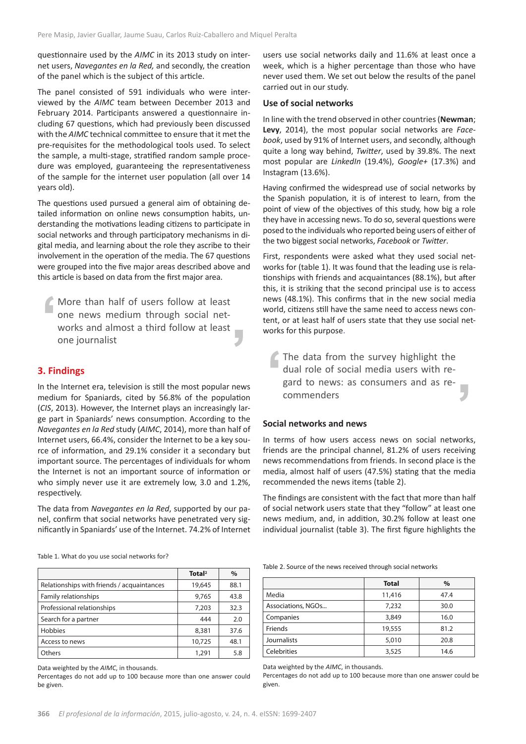questionnaire used by the *AIMC* in its 2013 study on internet users, *Navegantes en la Red,* and secondly, the creation of the panel which is the subject of this article.

The panel consisted of 591 individuals who were interviewed by the *AIMC* team between December 2013 and February 2014. Participants answered a questionnaire including 67 questions, which had previously been discussed with the *AIMC* technical committee to ensure that it met the pre-requisites for the methodological tools used. To select the sample, a multi-stage, stratified random sample procedure was employed, guaranteeing the representativeness of the sample for the internet user population (all over 14 years old).

The questions used pursued a general aim of obtaining detailed information on online news consumption habits, understanding the motivations leading citizens to participate in social networks and through participatory mechanisms in digital media, and learning about the role they ascribe to their involvement in the operation of the media. The 67 questions were grouped into the five major areas described above and this article is based on data from the first major area.

> More than half of users follow at least one news medium through social networks and almost a third follow at least one journalist

## 3. Findings

In the Internet era, television is still the most popular news medium for Spaniards, cited by 56.8% of the population (*CIS*, 2013). However, the Internet plays an increasingly large part in Spaniards' news consumption. According to the *Navegantes en la Red* study (*AIMC*, 2014), more than half of Internet users, 66.4%, consider the Internet to be a key source of information, and 29.1% consider it a secondary but important source. The percentages of individuals for whom the Internet is not an important source of information or who simply never use it are extremely low, 3.0 and 1.2%, respectively.

The data from *Navegantes en la Red*, supported by our panel, confirm that social networks have penetrated very significantly in Spaniards' use of the Internet. 74.2% of Internet users use social networks daily and 11.6% at least once a week, which is a higher percentage than those who have never used them. We set out below the results of the panel carried out in our study.

### Use of social networks

In line with the trend observed in other countries (**Newman**; **Levy**, 2014), the most popular social networks are *Facebook*, used by 91% of Internet users, and secondly, although quite a long way behind, *Twitter*, used by 39.8%. The next most popular are *LinkedIn* (19.4%), *Google+* (17.3%) and Instagram (13.6%).

Having confirmed the widespread use of social networks by the Spanish population, it is of interest to learn, from the point of view of the objectives of this study, how big a role they have in accessing news. To do so, several questions were posed to the individuals who reported being users of either of the two biggest social networks, *Facebook* or *Twitter*.

First, respondents were asked what they used social networks for (table 1). It was found that the leading use is relationships with friends and acquaintances (88.1%), but after this, it is striking that the second principal use is to access news (48.1%). This confirms that in the new social media world, citizens still have the same need to access news content, or at least half of users state that they use social networks for this purpose.

> The data from the survey highlight the dual role of social media users with regard to news: as consumers and as recommenders

### Social networks and news

In terms of how users access news on social networks, friends are the principal channel, 81.2% of users receiving news recommendations from friends. In second place is the media, almost half of users (47.5%) stating that the media recommended the news items (table 2).

The findings are consistent with the fact that more than half of social network users state that they "follow" at least one news medium, and, in addition, 30.2% follow at least one individual journalist (table 3). The first figure highlights the

Table 1. What do you use social networks for?

| | Total[2] | % |
|---|---|---|
| Relationships with friends / acquaintances | 19,645 | 88.1 |
| Family relationships | 9,765 | 43.8 |
| Professional relationships | 7,203 | 32.3 |
| Search for a partner | 444 | 2.0 |
| Hobbies | 8,381 | 37.6 |
| Access to news | 10,725 | 48.1 |
| Others | 1,291 | 5.8 |

Data weighted by the *AIMC*, in thousands.
Percentages do not add up to 100 because more than one answer could be given.

Table 2. Source of the news received through social networks

| | Total | % |
|---|---|---|
| Media | 11,416 | 47.4 |
| Associations, NGOs… | 7,232 | 30.0 |
| Companies | 3,849 | 16.0 |
| Friends | 19,555 | 81.2 |
| Journalists | 5,010 | 20.8 |
| Celebrities | 3,525 | 14.6 |

Data weighted by the *AIMC*, in thousands.
Percentages do not add up to 100 because more than one answer could be given.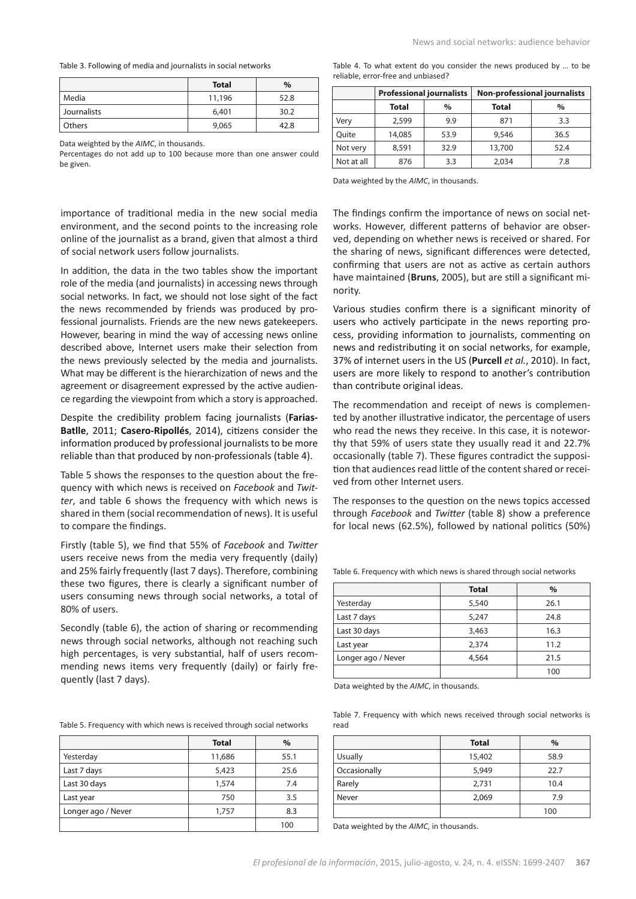Table 3. Following of media and journalists in social networks

| | Total | % |
|---|---|---|
| Media | 11,196 | 52.8 |
| Journalists | 6,401 | 30.2 |
| Others | 9,065 | 42.8 |

Data weighted by the *AIMC*, in thousands.
Percentages do not add up to 100 because more than one answer could be given.

importance of traditional media in the new social media environment, and the second points to the increasing role online of the journalist as a brand, given that almost a third of social network users follow journalists.

In addition, the data in the two tables show the important role of the media (and journalists) in accessing news through social networks. In fact, we should not lose sight of the fact the news recommended by friends was produced by professional journalists. Friends are the new news gatekeepers. However, bearing in mind the way of accessing news online described above, Internet users make their selection from the news previously selected by the media and journalists. What may be different is the hierarchization of news and the agreement or disagreement expressed by the active audience regarding the viewpoint from which a story is approached.

Despite the credibility problem facing journalists (**Farias-Batlle**, 2011; **Casero-Ripollés**, 2014), citizens consider the information produced by professional journalists to be more reliable than that produced by non-professionals (table 4).

Table 5 shows the responses to the question about the frequency with which news is received on *Facebook* and *Twitter*, and table 6 shows the frequency with which news is shared in them (social recommendation of news). It is useful to compare the findings.

Firstly (table 5), we find that 55% of *Facebook* and *Twitter* users receive news from the media very frequently (daily) and 25% fairly frequently (last 7 days). Therefore, combining these two figures, there is clearly a significant number of users consuming news through social networks, a total of 80% of users.

Secondly (table 6), the action of sharing or recommending news through social networks, although not reaching such high percentages, is very substantial, half of users recommending news items very frequently (daily) or fairly frequently (last 7 days).

Table 5. Frequency with which news is received through social networks

| | Total | % |
|---|---|---|
| Yesterday | 11,686 | 55.1 |
| Last 7 days | 5,423 | 25.6 |
| Last 30 days | 1,574 | 7.4 |
| Last year | 750 | 3.5 |
| Longer ago / Never | 1,757 | 8.3 |
| | | 100 |

Table 4. To what extent do you consider the news produced by … to be reliable, error-free and unbiased?

| | Professional journalists | | Non-professional journalists | |
|---|---|---|---|---|
| | Total | % | Total | % |
| Very | 2,599 | 9.9 | 871 | 3.3 |
| Quite | 14,085 | 53.9 | 9,546 | 36.5 |
| Not very | 8,591 | 32.9 | 13,700 | 52.4 |
| Not at all | 876 | 3.3 | 2,034 | 7.8 |

Data weighted by the *AIMC*, in thousands.

The findings confirm the importance of news on social networks. However, different patterns of behavior are observed, depending on whether news is received or shared. For the sharing of news, significant differences were detected, confirming that users are not as active as certain authors have maintained (**Bruns**, 2005), but are still a significant minority.

Various studies confirm there is a significant minority of users who actively participate in the news reporting process, providing information to journalists, commenting on news and redistributing it on social networks, for example, 37% of internet users in the US (**Purcell** *et al.*, 2010). In fact, users are more likely to respond to another's contribution than contribute original ideas.

The recommendation and receipt of news is complemented by another illustrative indicator, the percentage of users who read the news they receive. In this case, it is noteworthy that 59% of users state they usually read it and 22.7% occasionally (table 7). These figures contradict the supposition that audiences read little of the content shared or received from other Internet users.

The responses to the question on the news topics accessed through *Facebook* and *Twitter* (table 8) show a preference for local news (62.5%), followed by national politics (50%)

Table 6. Frequency with which news is shared through social networks

| | Total | % |
|---|---|---|
| Yesterday | 5,540 | 26.1 |
| Last 7 days | 5,247 | 24.8 |
| Last 30 days | 3,463 | 16.3 |
| Last year | 2,374 | 11.2 |
| Longer ago / Never | 4,564 | 21.5 |
| | | 100 |

Data weighted by the *AIMC*, in thousands.

Table 7. Frequency with which news received through social networks is read

| | Total | % |
|---|---|---|
| Usually | 15,402 | 58.9 |
| Occasionally | 5,949 | 22.7 |
| Rarely | 2,731 | 10.4 |
| Never | 2,069 | 7.9 |
| | | 100 |

Data weighted by the *AIMC*, in thousands.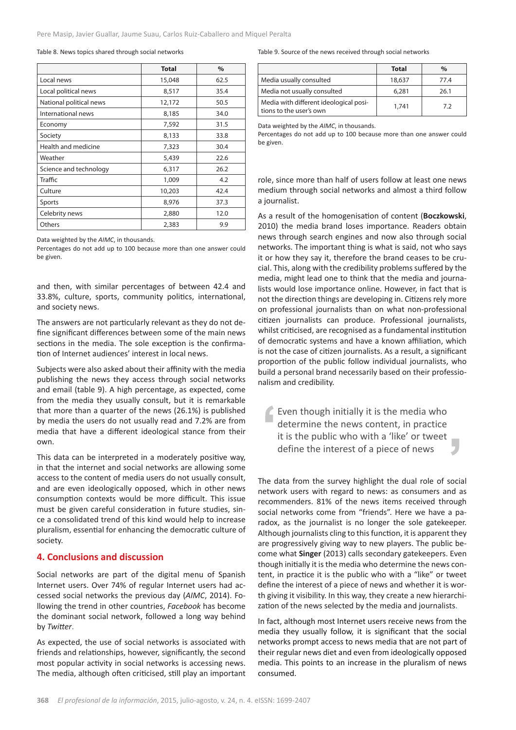Table 8. News topics shared through social networks

| | Total | % |
|---|---|---|
| Local news | 15,048 | 62.5 |
| Local political news | 8,517 | 35.4 |
| National political news | 12,172 | 50.5 |
| International news | 8,185 | 34.0 |
| Economy | 7,592 | 31.5 |
| Society | 8,133 | 33.8 |
| Health and medicine | 7,323 | 30.4 |
| Weather | 5,439 | 22.6 |
| Science and technology | 6,317 | 26.2 |
| Traffic | 1,009 | 4.2 |
| Culture | 10,203 | 42.4 |
| Sports | 8,976 | 37.3 |
| Celebrity news | 2,880 | 12.0 |
| Others | 2,383 | 9.9 |

Data weighted by the *AIMC*, in thousands.
Percentages do not add up to 100 because more than one answer could be given.

and then, with similar percentages of between 42.4 and 33.8%, culture, sports, community politics, international, and society news.

The answers are not particularly relevant as they do not define significant differences between some of the main news sections in the media. The sole exception is the confirmation of Internet audiences' interest in local news.

Subjects were also asked about their affinity with the media publishing the news they access through social networks and email (table 9). A high percentage, as expected, come from the media they usually consult, but it is remarkable that more than a quarter of the news (26.1%) is published by media the users do not usually read and 7.2% are from media that have a different ideological stance from their own.

This data can be interpreted in a moderately positive way, in that the internet and social networks are allowing some access to the content of media users do not usually consult, and are even ideologically opposed, which in other news consumption contexts would be more difficult. This issue must be given careful consideration in future studies, since a consolidated trend of this kind would help to increase pluralism, essential for enhancing the democratic culture of society.

## 4. Conclusions and discussion

Social networks are part of the digital menu of Spanish Internet users. Over 74% of regular Internet users had accessed social networks the previous day (*AIMC*, 2014). Following the trend in other countries, *Facebook* has become the dominant social network, followed a long way behind by *Twitter*.

As expected, the use of social networks is associated with friends and relationships, however, significantly, the second most popular activity in social networks is accessing news. The media, although often criticised, still play an important role, since more than half of users follow at least one news medium through social networks and almost a third follow a journalist.

Table 9. Source of the news received through social networks

| | Total | % |
|---|---|---|
| Media usually consulted | 18,637 | 77.4 |
| Media not usually consulted | 6,281 | 26.1 |
| Media with different ideological positions to the user's own | 1,741 | 7.2 |

Data weighted by the *AIMC*, in thousands.
Percentages do not add up to 100 because more than one answer could be given.

As a result of the homogenisation of content (**Boczkowski**, 2010) the media brand loses importance. Readers obtain news through search engines and now also through social networks. The important thing is what is said, not who says it or how they say it, therefore the brand ceases to be crucial. This, along with the credibility problems suffered by the media, might lead one to think that the media and journalists would lose importance online. However, in fact that is not the direction things are developing in. Citizens rely more on professional journalists than on what non-professional citizen journalists can produce. Professional journalists, whilst criticised, are recognised as a fundamental institution of democratic systems and have a known affiliation, which is not the case of citizen journalists. As a result, a significant proportion of the public follow individual journalists, who build a personal brand necessarily based on their professionalism and credibility.

> Even though initially it is the media who determine the news content, in practice it is the public who with a 'like' or tweet define the interest of a piece of news

The data from the survey highlight the dual role of social network users with regard to news: as consumers and as recommenders. 81% of the news items received through social networks come from "friends". Here we have a paradox, as the journalist is no longer the sole gatekeeper. Although journalists cling to this function, it is apparent they are progressively giving way to new players. The public become what **Singer** (2013) calls secondary gatekeepers. Even though initially it is the media who determine the news content, in practice it is the public who with a "like" or tweet define the interest of a piece of news and whether it is worth giving it visibility. In this way, they create a new hierarchization of the news selected by the media and journalists.

In fact, although most Internet users receive news from the media they usually follow, it is significant that the social networks prompt access to news media that are not part of their regular news diet and even from ideologically opposed media. This points to an increase in the pluralism of news consumed.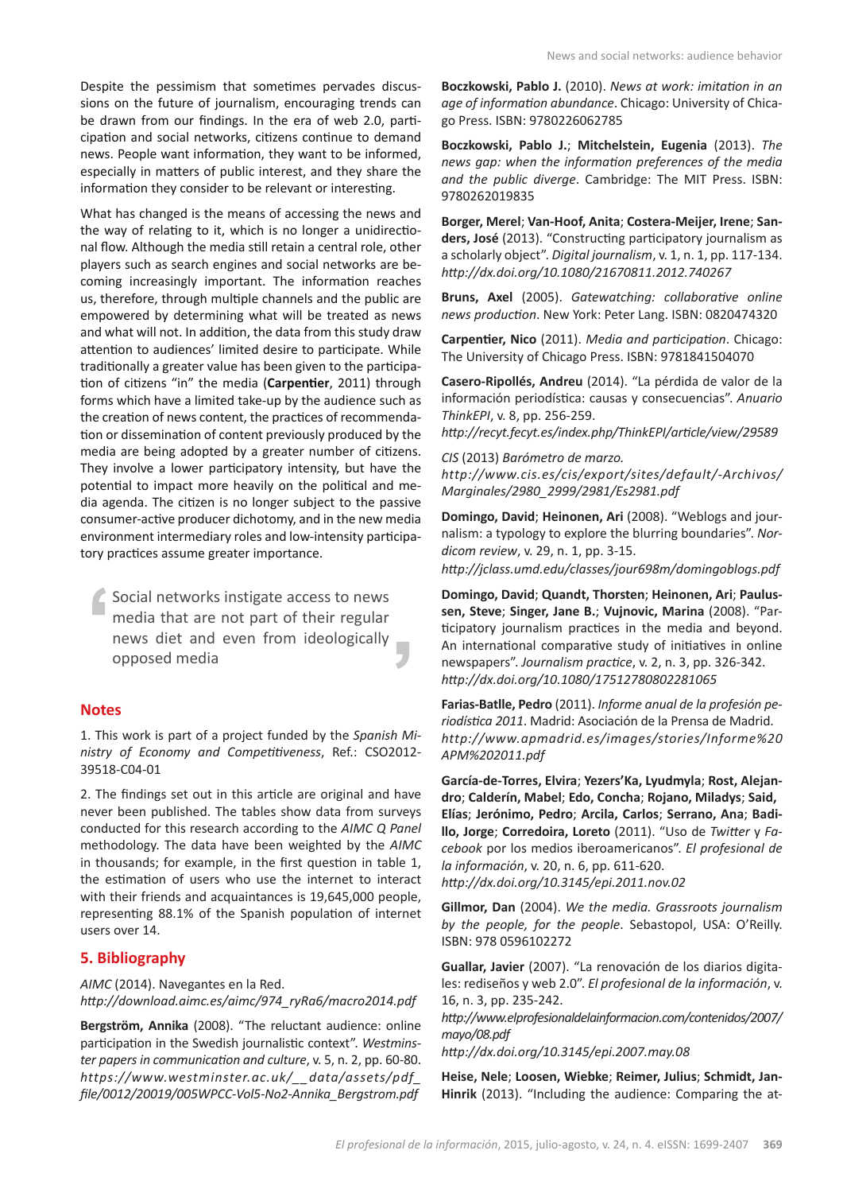Despite the pessimism that sometimes pervades discussions on the future of journalism, encouraging trends can be drawn from our findings. In the era of web 2.0, participation and social networks, citizens continue to demand news. People want information, they want to be informed, especially in matters of public interest, and they share the information they consider to be relevant or interesting.

What has changed is the means of accessing the news and the way of relating to it, which is no longer a unidirectional flow. Although the media still retain a central role, other players such as search engines and social networks are becoming increasingly important. The information reaches us, therefore, through multiple channels and the public are empowered by determining what will be treated as news and what will not. In addition, the data from this study draw attention to audiences' limited desire to participate. While traditionally a greater value has been given to the participation of citizens "in" the media (**Carpentier**, 2011) through forms which have a limited take-up by the audience such as the creation of news content, the practices of recommendation or dissemination of content previously produced by the media are being adopted by a greater number of citizens. They involve a lower participatory intensity, but have the potential to impact more heavily on the political and media agenda. The citizen is no longer subject to the passive consumer-active producer dichotomy, and in the new media environment intermediary roles and low-intensity participatory practices assume greater importance.

> Social networks instigate access to news media that are not part of their regular news diet and even from ideologically opposed media

## Notes

1. This work is part of a project funded by the *Spanish Ministry of Economy and Competitiveness*, Ref.: CSO2012-39518-C04-01

2. The findings set out in this article are original and have never been published. The tables show data from surveys conducted for this research according to the *AIMC Q Panel* methodology. The data have been weighted by the *AIMC* in thousands; for example, in the first question in table 1, the estimation of users who use the internet to interact with their friends and acquaintances is 19,645,000 people, representing 88.1% of the Spanish population of internet users over 14.

## 5. Bibliography

*AIMC* (2014). Navegantes en la Red.
*http://download.aimc.es/aimc/974_ryRa6/macro2014.pdf*

**Bergström, Annika** (2008). "The reluctant audience: online participation in the Swedish journalistic context". *Westminster papers in communication and culture*, v. 5, n. 2, pp. 60-80.
*https://www.westminster.ac.uk/__data/assets/pdf_file/0012/20019/005WPCC-Vol5-No2-Annika_Bergstrom.pdf*

**Boczkowski, Pablo J.** (2010). *News at work: imitation in an age of information abundance*. Chicago: University of Chicago Press. ISBN: 9780226062785

**Boczkowski, Pablo J.**; **Mitchelstein, Eugenia** (2013). *The news gap: when the information preferences of the media and the public diverge*. Cambridge: The MIT Press. ISBN: 9780262019835

**Borger, Merel**; **Van-Hoof, Anita**; **Costera-Meijer, Irene**; **Sanders, José** (2013). "Constructing participatory journalism as a scholarly object". *Digital journalism*, v. 1, n. 1, pp. 117-134.
*http://dx.doi.org/10.1080/21670811.2012.740267*

**Bruns, Axel** (2005). *Gatewatching: collaborative online news production*. New York: Peter Lang. ISBN: 0820474320

**Carpentier, Nico** (2011). *Media and participation*. Chicago: The University of Chicago Press. ISBN: 9781841504070

**Casero-Ripollés, Andreu** (2014). "La pérdida de valor de la información periodística: causas y consecuencias". *Anuario ThinkEPI*, v. 8, pp. 256-259.
*http://recyt.fecyt.es/index.php/ThinkEPI/article/view/29589*

*CIS* (2013) *Barómetro de marzo.*
*http://www.cis.es/cis/export/sites/default/-Archivos/Marginales/2980_2999/2981/Es2981.pdf*

**Domingo, David**; **Heinonen, Ari** (2008). "Weblogs and journalism: a typology to explore the blurring boundaries". *Nordicom review*, v. 29, n. 1, pp. 3-15.
*http://jclass.umd.edu/classes/jour698m/domingoblogs.pdf*

**Domingo, David**; **Quandt, Thorsten**; **Heinonen, Ari**; **Paulussen, Steve**; **Singer, Jane B.**; **Vujnovic, Marina** (2008). "Participatory journalism practices in the media and beyond. An international comparative study of initiatives in online newspapers". *Journalism practice*, v. 2, n. 3, pp. 326-342.
*http://dx.doi.org/10.1080/17512780802281065*

**Farias-Batlle, Pedro** (2011). *Informe anual de la profesión periodística 2011*. Madrid: Asociación de la Prensa de Madrid.
*http://www.apmadrid.es/images/stories/Informe%20APM%202011.pdf*

**García-de-Torres, Elvira**; **Yezers'Ka, Lyudmyla**; **Rost, Alejandro**; **Calderín, Mabel**; **Edo, Concha**; **Rojano, Miladys**; **Said, Elías**; **Jerónimo, Pedro**; **Arcila, Carlos**; **Serrano, Ana**; **Badillo, Jorge**; **Corredoira, Loreto** (2011). "Uso de *Twitter* y *Facebook* por los medios iberoamericanos". *El profesional de la información*, v. 20, n. 6, pp. 611-620.
*http://dx.doi.org/10.3145/epi.2011.nov.02*

**Gillmor, Dan** (2004). *We the media. Grassroots journalism by the people, for the people*. Sebastopol, USA: O'Reilly. ISBN: 978 0596102272

**Guallar, Javier** (2007). "La renovación de los diarios digitales: rediseños y web 2.0". *El profesional de la información*, v. 16, n. 3, pp. 235-242.
*http://www.elprofesionaldelainformacion.com/contenidos/2007/mayo/08.pdf*
*http://dx.doi.org/10.3145/epi.2007.may.08*

**Heise, Nele**; **Loosen, Wiebke**; **Reimer, Julius**; **Schmidt, Jan-Hinrik** (2013). "Including the audience: Comparing the at-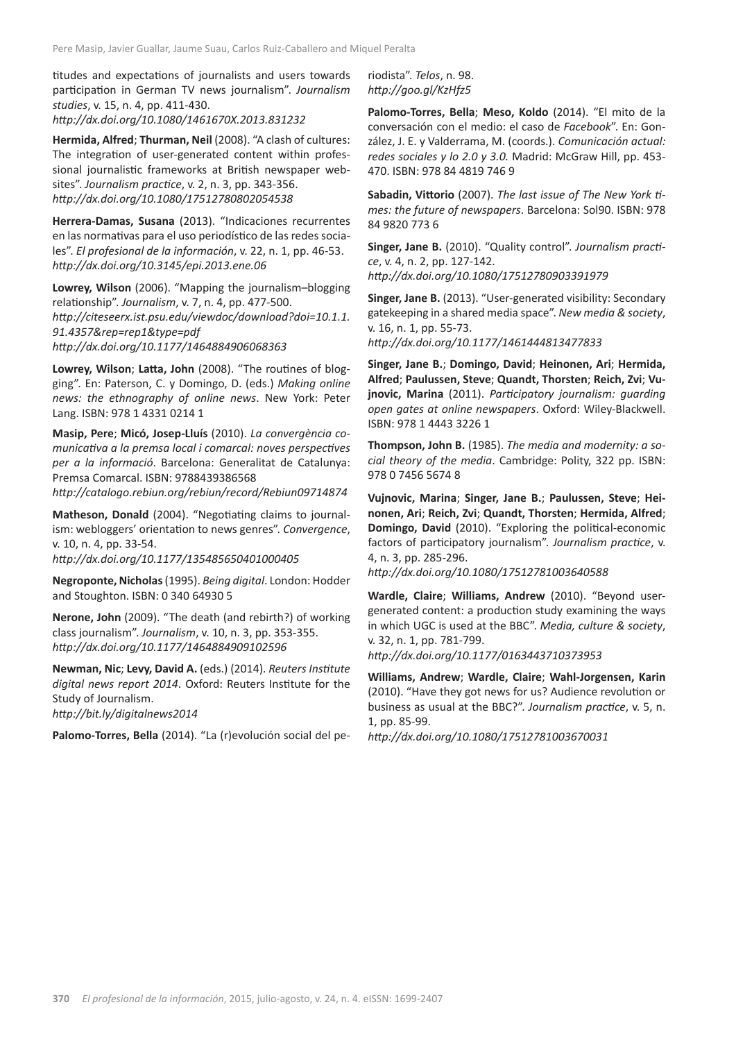titudes and expectations of journalists and users towards participation in German TV news journalism". *Journalism studies*, v. 15, n. 4, pp. 411-430.
*http://dx.doi.org/10.1080/1461670X.2013.831232*

**Hermida, Alfred**; **Thurman, Neil** (2008). "A clash of cultures: The integration of user-generated content within professional journalistic frameworks at British newspaper websites". *Journalism practice*, v. 2, n. 3, pp. 343-356.
*http://dx.doi.org/10.1080/17512780802054538*

**Herrera-Damas, Susana** (2013). "Indicaciones recurrentes en las normativas para el uso periodístico de las redes sociales". *El profesional de la información*, v. 22, n. 1, pp. 46-53.
*http://dx.doi.org/10.3145/epi.2013.ene.06*

**Lowrey, Wilson** (2006). "Mapping the journalism–blogging relationship". *Journalism*, v. 7, n. 4, pp. 477-500.
*http://citeseerx.ist.psu.edu/viewdoc/download?doi=10.1.1.91.4357&rep=rep1&type=pdf*
*http://dx.doi.org/10.1177/1464884906068363*

**Lowrey, Wilson**; **Latta, John** (2008). "The routines of blogging". En: Paterson, C. y Domingo, D. (eds.) *Making online news: the ethnography of online news*. New York: Peter Lang. ISBN: 978 1 4331 0214 1

**Masip, Pere**; **Micó, Josep-Lluís** (2010). *La convergència comunicativa a la premsa local i comarcal: noves perspectives per a la informació*. Barcelona: Generalitat de Catalunya: Premsa Comarcal. ISBN: 9788439386568
*http://catalogo.rebiun.org/rebiun/record/Rebiun09714874*

**Matheson, Donald** (2004). "Negotiating claims to journalism: webloggers' orientation to news genres". *Convergence*, v. 10, n. 4, pp. 33-54.
*http://dx.doi.org/10.1177/135485650401000405*

**Negroponte, Nicholas** (1995). *Being digital*. London: Hodder and Stoughton. ISBN: 0 340 64930 5

**Nerone, John** (2009). "The death (and rebirth?) of working class journalism". *Journalism*, v. 10, n. 3, pp. 353-355.
*http://dx.doi.org/10.1177/1464884909102596*

**Newman, Nic**; **Levy, David A.** (eds.) (2014). *Reuters Institute digital news report 2014*. Oxford: Reuters Institute for the Study of Journalism.
*http://bit.ly/digitalnews2014*

**Palomo-Torres, Bella** (2014). "La (r)evolución social del periodista". *Telos*, n. 98.
*http://goo.gl/KzHfz5*

**Palomo-Torres, Bella**; **Meso, Koldo** (2014). "El mito de la conversación con el medio: el caso de *Facebook*". En: González, J. E. y Valderrama, M. (coords.). *Comunicación actual: redes sociales y lo 2.0 y 3.0.* Madrid: McGraw Hill, pp. 453-470. ISBN: 978 84 4819 746 9

**Sabadin, Vittorio** (2007). *The last issue of The New York times: the future of newspapers*. Barcelona: Sol90. ISBN: 978 84 9820 773 6

**Singer, Jane B.** (2010). "Quality control". *Journalism practice*, v. 4, n. 2, pp. 127-142.
*http://dx.doi.org/10.1080/17512780903391979*

**Singer, Jane B.** (2013). "User-generated visibility: Secondary gatekeeping in a shared media space". *New media & society*, v. 16, n. 1, pp. 55-73.
*http://dx.doi.org/10.1177/1461444813477833*

**Singer, Jane B.**; **Domingo, David**; **Heinonen, Ari**; **Hermida, Alfred**; **Paulussen, Steve**; **Quandt, Thorsten**; **Reich, Zvi**; **Vujnovic, Marina** (2011). *Participatory journalism: guarding open gates at online newspapers*. Oxford: Wiley-Blackwell. ISBN: 978 1 4443 3226 1

**Thompson, John B.** (1985). *The media and modernity: a social theory of the media*. Cambridge: Polity, 322 pp. ISBN: 978 0 7456 5674 8

**Vujnovic, Marina**; **Singer, Jane B.**; **Paulussen, Steve**; **Heinonen, Ari**; **Reich, Zvi**; **Quandt, Thorsten**; **Hermida, Alfred**; **Domingo, David** (2010). "Exploring the political-economic factors of participatory journalism". *Journalism practice*, v. 4, n. 3, pp. 285-296.
*http://dx.doi.org/10.1080/17512781003640588*

**Wardle, Claire**; **Williams, Andrew** (2010). "Beyond user-generated content: a production study examining the ways in which UGC is used at the BBC". *Media, culture & society*, v. 32, n. 1, pp. 781-799.
*http://dx.doi.org/10.1177/0163443710373953*

**Williams, Andrew**; **Wardle, Claire**; **Wahl-Jorgensen, Karin** (2010). "Have they got news for us? Audience revolution or business as usual at the BBC?". *Journalism practice*, v. 5, n. 1, pp. 85-99.
*http://dx.doi.org/10.1080/17512781003670031*